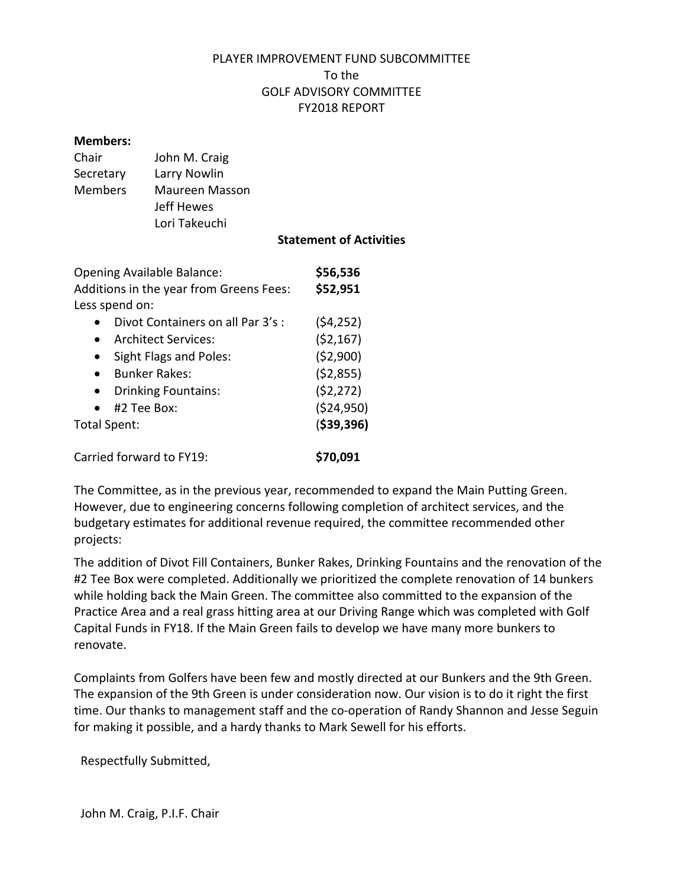# PLAYER IMPROVEMENT FUND SUBCOMMITTEE
## To the
## GOLF ADVISORY COMMITTEE
## FY2018 REPORT

**Members:**

| | |
|---|---|
| Chair | John M. Craig |
| Secretary | Larry Nowlin |
| Members | Maureen Masson |
| | Jeff Hewes |
| | Lori Takeuchi |

**Statement of Activities**

| | |
|---|---|
| Opening Available Balance: | **$56,536** |
| Additions in the year from Greens Fees: | **$52,951** |
| Less spend on: | |
| • Divot Containers on all Par 3's : | ($4,252) |
| • Architect Services: | ($2,167) |
| • Sight Flags and Poles: | ($2,900) |
| • Bunker Rakes: | ($2,855) |
| • Drinking Fountains: | ($2,272) |
| • #2 Tee Box: | ($24,950) |
| Total Spent: | (**$39,396)** |
| | |
| Carried forward to FY19: | **$70,091** |

The Committee, as in the previous year, recommended to expand the Main Putting Green. However, due to engineering concerns following completion of architect services, and the budgetary estimates for additional revenue required, the committee recommended other projects:

The addition of Divot Fill Containers, Bunker Rakes, Drinking Fountains and the renovation of the #2 Tee Box were completed. Additionally we prioritized the complete renovation of 14 bunkers while holding back the Main Green. The committee also committed to the expansion of the Practice Area and a real grass hitting area at our Driving Range which was completed with Golf Capital Funds in FY18. If the Main Green fails to develop we have many more bunkers to renovate.

Complaints from Golfers have been few and mostly directed at our Bunkers and the 9th Green. The expansion of the 9th Green is under consideration now. Our vision is to do it right the first time. Our thanks to management staff and the co-operation of Randy Shannon and Jesse Seguin for making it possible, and a hardy thanks to Mark Sewell for his efforts.

Respectfully Submitted,

John M. Craig, P.I.F. Chair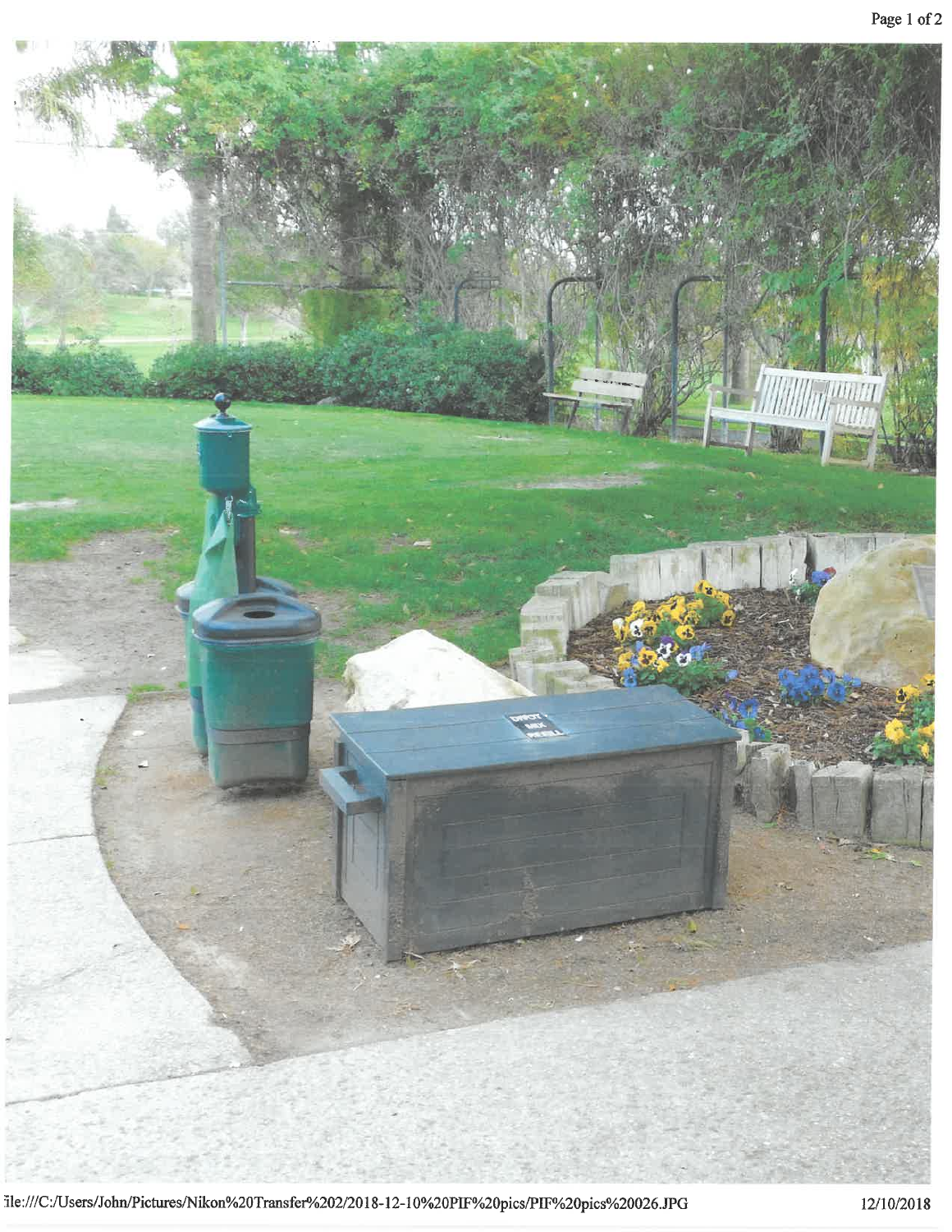file:///C:/Users/John/Pictures/Nikon%20Transfer%202/2018-12-10%20PIF%20pics/PIF%20pics%20026.JPG

12/10/2018